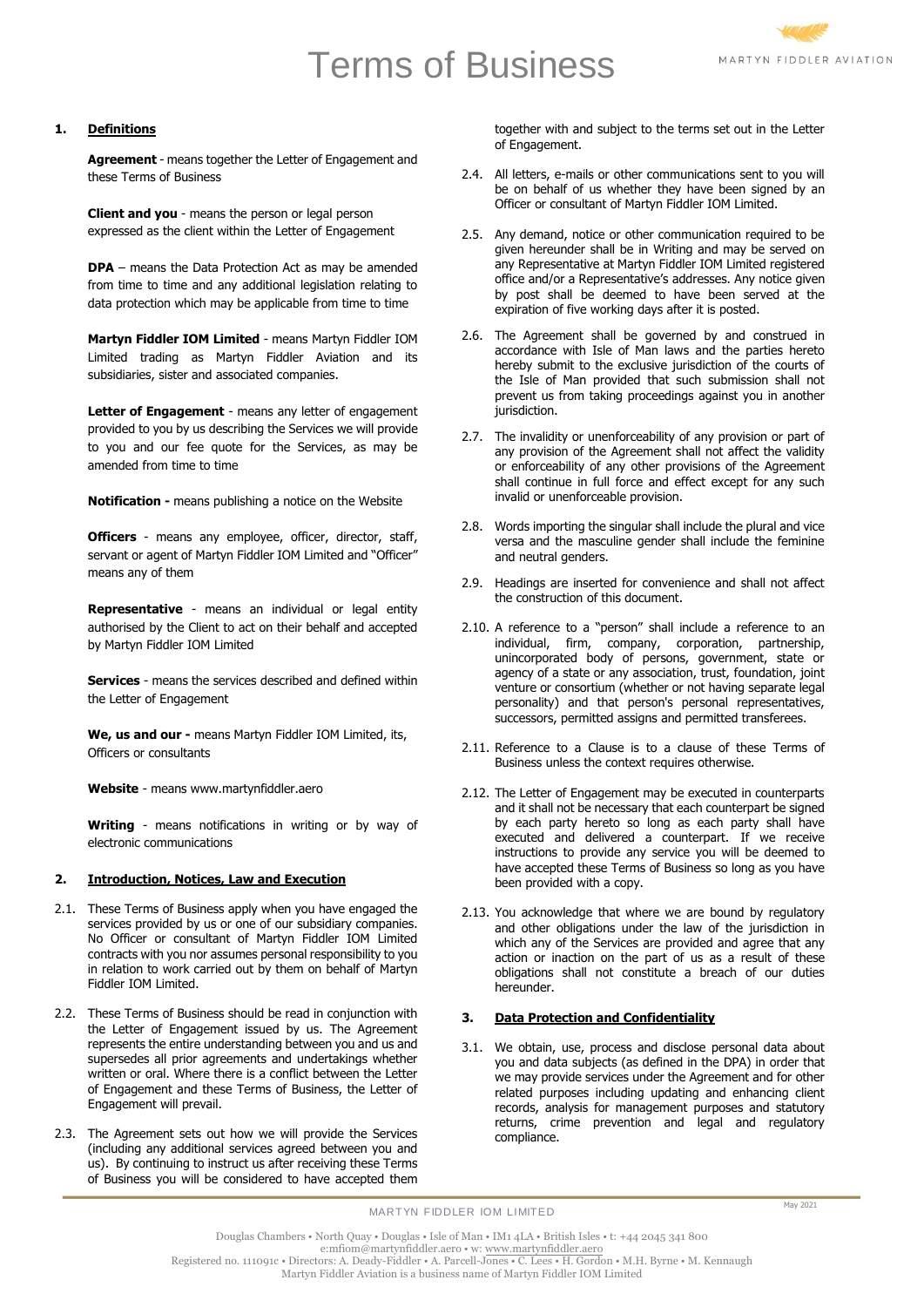# Terms of Business

## 1. Definitions

**Agreement** - means together the Letter of Engagement and these Terms of Business

**Client and you** - means the person or legal person expressed as the client within the Letter of Engagement

**DPA** – means the Data Protection Act as may be amended from time to time and any additional legislation relating to data protection which may be applicable from time to time

**Martyn Fiddler IOM Limited** - means Martyn Fiddler IOM Limited trading as Martyn Fiddler Aviation and its subsidiaries, sister and associated companies.

**Letter of Engagement** - means any letter of engagement provided to you by us describing the Services we will provide to you and our fee quote for the Services, as may be amended from time to time

**Notification -** means publishing a notice on the Website

**Officers** - means any employee, officer, director, staff, servant or agent of Martyn Fiddler IOM Limited and "Officer" means any of them

**Representative** - means an individual or legal entity authorised by the Client to act on their behalf and accepted by Martyn Fiddler IOM Limited

**Services** - means the services described and defined within the Letter of Engagement

**We, us and our -** means Martyn Fiddler IOM Limited, its, Officers or consultants

**Website** - means www.martynfiddler.aero

**Writing** - means notifications in writing or by way of electronic communications

## 2. Introduction, Notices, Law and Execution

2.1. These Terms of Business apply when you have engaged the services provided by us or one of our subsidiary companies. No Officer or consultant of Martyn Fiddler IOM Limited contracts with you nor assumes personal responsibility to you in relation to work carried out by them on behalf of Martyn Fiddler IOM Limited.

2.2. These Terms of Business should be read in conjunction with the Letter of Engagement issued by us. The Agreement represents the entire understanding between you and us and supersedes all prior agreements and undertakings whether written or oral. Where there is a conflict between the Letter of Engagement and these Terms of Business, the Letter of Engagement will prevail.

2.3. The Agreement sets out how we will provide the Services (including any additional services agreed between you and us). By continuing to instruct us after receiving these Terms of Business you will be considered to have accepted them together with and subject to the terms set out in the Letter of Engagement.

2.4. All letters, e-mails or other communications sent to you will be on behalf of us whether they have been signed by an Officer or consultant of Martyn Fiddler IOM Limited.

2.5. Any demand, notice or other communication required to be given hereunder shall be in Writing and may be served on any Representative at Martyn Fiddler IOM Limited registered office and/or a Representative's addresses. Any notice given by post shall be deemed to have been served at the expiration of five working days after it is posted.

2.6. The Agreement shall be governed by and construed in accordance with Isle of Man laws and the parties hereto hereby submit to the exclusive jurisdiction of the courts of the Isle of Man provided that such submission shall not prevent us from taking proceedings against you in another jurisdiction.

2.7. The invalidity or unenforceability of any provision or part of any provision of the Agreement shall not affect the validity or enforceability of any other provisions of the Agreement shall continue in full force and effect except for any such invalid or unenforceable provision.

2.8. Words importing the singular shall include the plural and vice versa and the masculine gender shall include the feminine and neutral genders.

2.9. Headings are inserted for convenience and shall not affect the construction of this document.

2.10. A reference to a "person" shall include a reference to an individual, firm, company, corporation, partnership, unincorporated body of persons, government, state or agency of a state or any association, trust, foundation, joint venture or consortium (whether or not having separate legal personality) and that person's personal representatives, successors, permitted assigns and permitted transferees.

2.11. Reference to a Clause is to a clause of these Terms of Business unless the context requires otherwise.

2.12. The Letter of Engagement may be executed in counterparts and it shall not be necessary that each counterpart be signed by each party hereto so long as each party shall have executed and delivered a counterpart. If we receive instructions to provide any service you will be deemed to have accepted these Terms of Business so long as you have been provided with a copy.

2.13. You acknowledge that where we are bound by regulatory and other obligations under the law of the jurisdiction in which any of the Services are provided and agree that any action or inaction on the part of us as a result of these obligations shall not constitute a breach of our duties hereunder.

## 3. Data Protection and Confidentiality

3.1. We obtain, use, process and disclose personal data about you and data subjects (as defined in the DPA) in order that we may provide services under the Agreement and for other related purposes including updating and enhancing client records, analysis for management purposes and statutory returns, crime prevention and legal and regulatory compliance.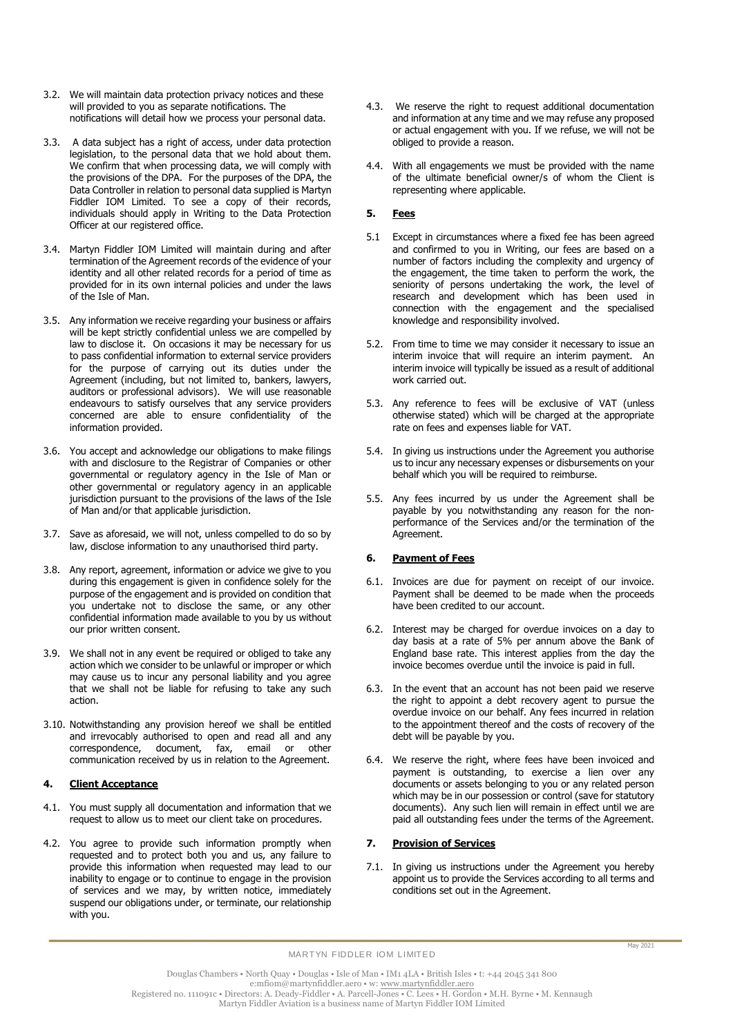3.2. We will maintain data protection privacy notices and these will provided to you as separate notifications. The notifications will detail how we process your personal data.

3.3. A data subject has a right of access, under data protection legislation, to the personal data that we hold about them. We confirm that when processing data, we will comply with the provisions of the DPA. For the purposes of the DPA, the Data Controller in relation to personal data supplied is Martyn Fiddler IOM Limited. To see a copy of their records, individuals should apply in Writing to the Data Protection Officer at our registered office.

3.4. Martyn Fiddler IOM Limited will maintain during and after termination of the Agreement records of the evidence of your identity and all other related records for a period of time as provided for in its own internal policies and under the laws of the Isle of Man.

3.5. Any information we receive regarding your business or affairs will be kept strictly confidential unless we are compelled by law to disclose it. On occasions it may be necessary for us to pass confidential information to external service providers for the purpose of carrying out its duties under the Agreement (including, but not limited to, bankers, lawyers, auditors or professional advisors). We will use reasonable endeavours to satisfy ourselves that any service providers concerned are able to ensure confidentiality of the information provided.

3.6. You accept and acknowledge our obligations to make filings with and disclosure to the Registrar of Companies or other governmental or regulatory agency in the Isle of Man or other governmental or regulatory agency in an applicable jurisdiction pursuant to the provisions of the laws of the Isle of Man and/or that applicable jurisdiction.

3.7. Save as aforesaid, we will not, unless compelled to do so by law, disclose information to any unauthorised third party.

3.8. Any report, agreement, information or advice we give to you during this engagement is given in confidence solely for the purpose of the engagement and is provided on condition that you undertake not to disclose the same, or any other confidential information made available to you by us without our prior written consent.

3.9. We shall not in any event be required or obliged to take any action which we consider to be unlawful or improper or which may cause us to incur any personal liability and you agree that we shall not be liable for refusing to take any such action.

3.10. Notwithstanding any provision hereof we shall be entitled and irrevocably authorised to open and read all and any correspondence, document, fax, email or other communication received by us in relation to the Agreement.

## 4. Client Acceptance

4.1. You must supply all documentation and information that we request to allow us to meet our client take on procedures.

4.2. You agree to provide such information promptly when requested and to protect both you and us, any failure to provide this information when requested may lead to our inability to engage or to continue to engage in the provision of services and we may, by written notice, immediately suspend our obligations under, or terminate, our relationship with you.

4.3. We reserve the right to request additional documentation and information at any time and we may refuse any proposed or actual engagement with you. If we refuse, we will not be obliged to provide a reason.

4.4. With all engagements we must be provided with the name of the ultimate beneficial owner/s of whom the Client is representing where applicable.

## 5. Fees

5.1 Except in circumstances where a fixed fee has been agreed and confirmed to you in Writing, our fees are based on a number of factors including the complexity and urgency of the engagement, the time taken to perform the work, the seniority of persons undertaking the work, the level of research and development which has been used in connection with the engagement and the specialised knowledge and responsibility involved.

5.2. From time to time we may consider it necessary to issue an interim invoice that will require an interim payment. An interim invoice will typically be issued as a result of additional work carried out.

5.3. Any reference to fees will be exclusive of VAT (unless otherwise stated) which will be charged at the appropriate rate on fees and expenses liable for VAT.

5.4. In giving us instructions under the Agreement you authorise us to incur any necessary expenses or disbursements on your behalf which you will be required to reimburse.

5.5. Any fees incurred by us under the Agreement shall be payable by you notwithstanding any reason for the non-performance of the Services and/or the termination of the Agreement.

## 6. Payment of Fees

6.1. Invoices are due for payment on receipt of our invoice. Payment shall be deemed to be made when the proceeds have been credited to our account.

6.2. Interest may be charged for overdue invoices on a day to day basis at a rate of 5% per annum above the Bank of England base rate. This interest applies from the day the invoice becomes overdue until the invoice is paid in full.

6.3. In the event that an account has not been paid we reserve the right to appoint a debt recovery agent to pursue the overdue invoice on our behalf. Any fees incurred in relation to the appointment thereof and the costs of recovery of the debt will be payable by you.

6.4. We reserve the right, where fees have been invoiced and payment is outstanding, to exercise a lien over any documents or assets belonging to you or any related person which may be in our possession or control (save for statutory documents). Any such lien will remain in effect until we are paid all outstanding fees under the terms of the Agreement.

## 7. Provision of Services

7.1. In giving us instructions under the Agreement you hereby appoint us to provide the Services according to all terms and conditions set out in the Agreement.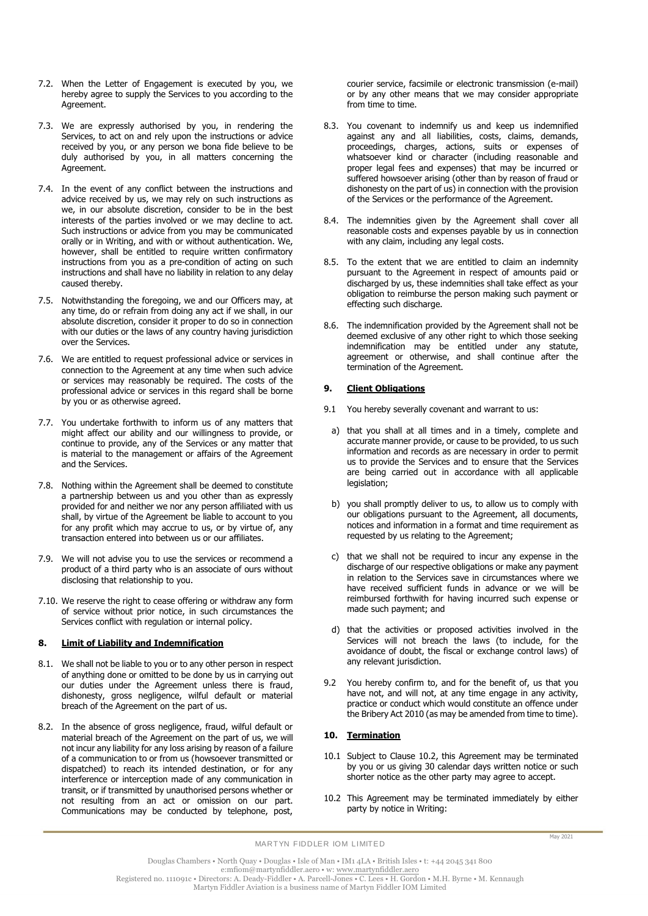7.2. When the Letter of Engagement is executed by you, we hereby agree to supply the Services to you according to the Agreement.

7.3. We are expressly authorised by you, in rendering the Services, to act on and rely upon the instructions or advice received by you, or any person we bona fide believe to be duly authorised by you, in all matters concerning the Agreement.

7.4. In the event of any conflict between the instructions and advice received by us, we may rely on such instructions as we, in our absolute discretion, consider to be in the best interests of the parties involved or we may decline to act. Such instructions or advice from you may be communicated orally or in Writing, and with or without authentication. We, however, shall be entitled to require written confirmatory instructions from you as a pre-condition of acting on such instructions and shall have no liability in relation to any delay caused thereby.

7.5. Notwithstanding the foregoing, we and our Officers may, at any time, do or refrain from doing any act if we shall, in our absolute discretion, consider it proper to do so in connection with our duties or the laws of any country having jurisdiction over the Services.

7.6. We are entitled to request professional advice or services in connection to the Agreement at any time when such advice or services may reasonably be required. The costs of the professional advice or services in this regard shall be borne by you or as otherwise agreed.

7.7. You undertake forthwith to inform us of any matters that might affect our ability and our willingness to provide, or continue to provide, any of the Services or any matter that is material to the management or affairs of the Agreement and the Services.

7.8. Nothing within the Agreement shall be deemed to constitute a partnership between us and you other than as expressly provided for and neither we nor any person affiliated with us shall, by virtue of the Agreement be liable to account to you for any profit which may accrue to us, or by virtue of, any transaction entered into between us or our affiliates.

7.9. We will not advise you to use the services or recommend a product of a third party who is an associate of ours without disclosing that relationship to you.

7.10. We reserve the right to cease offering or withdraw any form of service without prior notice, in such circumstances the Services conflict with regulation or internal policy.

## 8. Limit of Liability and Indemnification

8.1. We shall not be liable to you or to any other person in respect of anything done or omitted to be done by us in carrying out our duties under the Agreement unless there is fraud, dishonesty, gross negligence, wilful default or material breach of the Agreement on the part of us.

8.2. In the absence of gross negligence, fraud, wilful default or material breach of the Agreement on the part of us, we will not incur any liability for any loss arising by reason of a failure of a communication to or from us (howsoever transmitted or dispatched) to reach its intended destination, or for any interference or interception made of any communication in transit, or if transmitted by unauthorised persons whether or not resulting from an act or omission on our part. Communications may be conducted by telephone, post, courier service, facsimile or electronic transmission (e-mail) or by any other means that we may consider appropriate from time to time.

8.3. You covenant to indemnify us and keep us indemnified against any and all liabilities, costs, claims, demands, proceedings, charges, actions, suits or expenses of whatsoever kind or character (including reasonable and proper legal fees and expenses) that may be incurred or suffered howsoever arising (other than by reason of fraud or dishonesty on the part of us) in connection with the provision of the Services or the performance of the Agreement.

8.4. The indemnities given by the Agreement shall cover all reasonable costs and expenses payable by us in connection with any claim, including any legal costs.

8.5. To the extent that we are entitled to claim an indemnity pursuant to the Agreement in respect of amounts paid or discharged by us, these indemnities shall take effect as your obligation to reimburse the person making such payment or effecting such discharge.

8.6. The indemnification provided by the Agreement shall not be deemed exclusive of any other right to which those seeking indemnification may be entitled under any statute, agreement or otherwise, and shall continue after the termination of the Agreement.

## 9. Client Obligations

9.1 You hereby severally covenant and warrant to us:

a) that you shall at all times and in a timely, complete and accurate manner provide, or cause to be provided, to us such information and records as are necessary in order to permit us to provide the Services and to ensure that the Services are being carried out in accordance with all applicable legislation;

b) you shall promptly deliver to us, to allow us to comply with our obligations pursuant to the Agreement, all documents, notices and information in a format and time requirement as requested by us relating to the Agreement;

c) that we shall not be required to incur any expense in the discharge of our respective obligations or make any payment in relation to the Services save in circumstances where we have received sufficient funds in advance or we will be reimbursed forthwith for having incurred such expense or made such payment; and

d) that the activities or proposed activities involved in the Services will not breach the laws (to include, for the avoidance of doubt, the fiscal or exchange control laws) of any relevant jurisdiction.

9.2 You hereby confirm to, and for the benefit of, us that you have not, and will not, at any time engage in any activity, practice or conduct which would constitute an offence under the Bribery Act 2010 (as may be amended from time to time).

## 10. Termination

10.1 Subject to Clause 10.2, this Agreement may be terminated by you or us giving 30 calendar days written notice or such shorter notice as the other party may agree to accept.

10.2 This Agreement may be terminated immediately by either party by notice in Writing: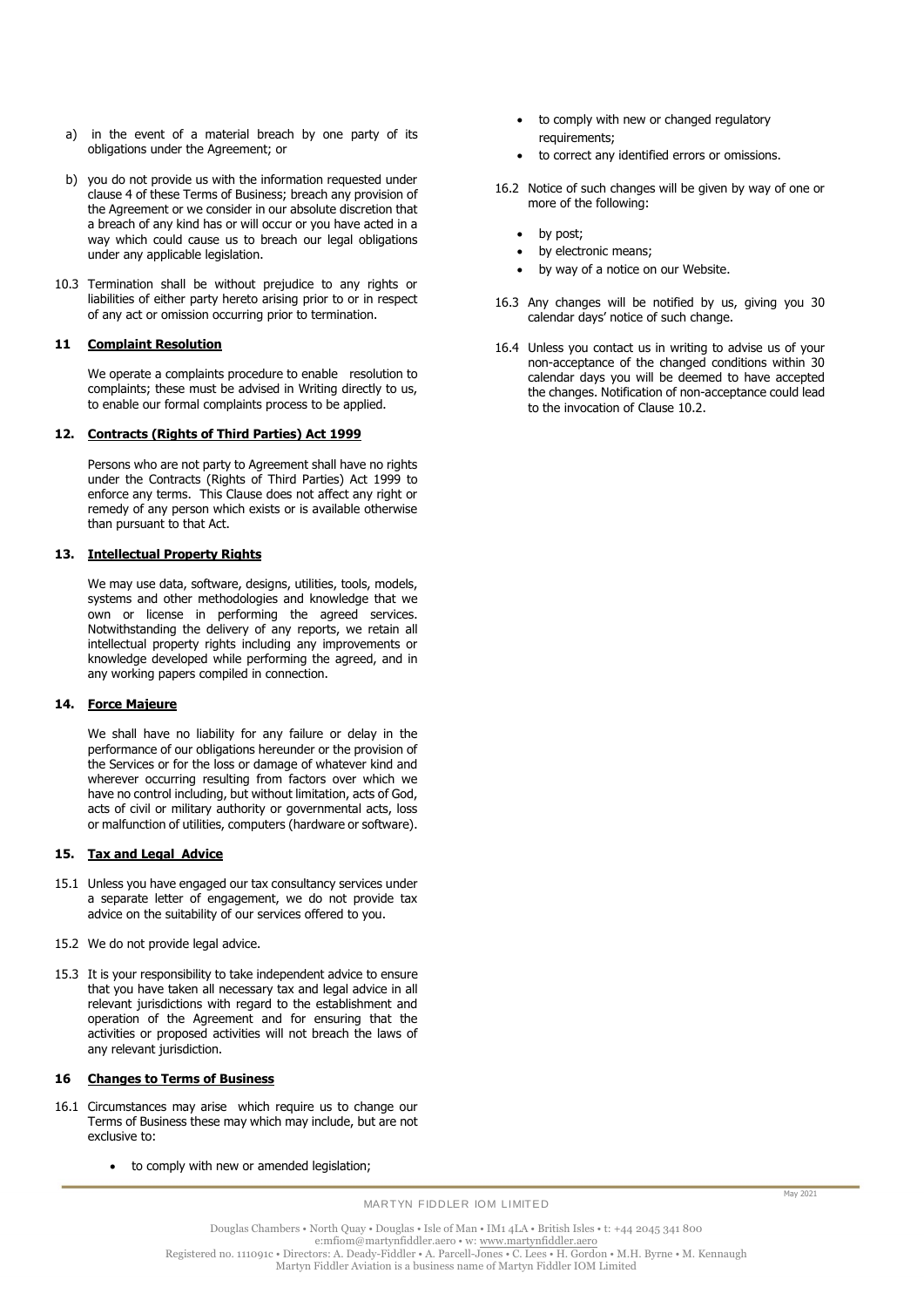a) in the event of a material breach by one party of its obligations under the Agreement; or

b) you do not provide us with the information requested under clause 4 of these Terms of Business; breach any provision of the Agreement or we consider in our absolute discretion that a breach of any kind has or will occur or you have acted in a way which could cause us to breach our legal obligations under any applicable legislation.

10.3 Termination shall be without prejudice to any rights or liabilities of either party hereto arising prior to or in respect of any act or omission occurring prior to termination.

## 11 Complaint Resolution

We operate a complaints procedure to enable resolution to complaints; these must be advised in Writing directly to us, to enable our formal complaints process to be applied.

## 12. Contracts (Rights of Third Parties) Act 1999

Persons who are not party to Agreement shall have no rights under the Contracts (Rights of Third Parties) Act 1999 to enforce any terms. This Clause does not affect any right or remedy of any person which exists or is available otherwise than pursuant to that Act.

## 13. Intellectual Property Rights

We may use data, software, designs, utilities, tools, models, systems and other methodologies and knowledge that we own or license in performing the agreed services. Notwithstanding the delivery of any reports, we retain all intellectual property rights including any improvements or knowledge developed while performing the agreed, and in any working papers compiled in connection.

## 14. Force Majeure

We shall have no liability for any failure or delay in the performance of our obligations hereunder or the provision of the Services or for the loss or damage of whatever kind and wherever occurring resulting from factors over which we have no control including, but without limitation, acts of God, acts of civil or military authority or governmental acts, loss or malfunction of utilities, computers (hardware or software).

## 15. Tax and Legal Advice

15.1 Unless you have engaged our tax consultancy services under a separate letter of engagement, we do not provide tax advice on the suitability of our services offered to you.

15.2 We do not provide legal advice.

15.3 It is your responsibility to take independent advice to ensure that you have taken all necessary tax and legal advice in all relevant jurisdictions with regard to the establishment and operation of the Agreement and for ensuring that the activities or proposed activities will not breach the laws of any relevant jurisdiction.

## 16 Changes to Terms of Business

16.1 Circumstances may arise which require us to change our Terms of Business these may which may include, but are not exclusive to:

- to comply with new or amended legislation;
- to comply with new or changed regulatory requirements;
- to correct any identified errors or omissions.

16.2 Notice of such changes will be given by way of one or more of the following:

- by post;
- by electronic means;
- by way of a notice on our Website.

16.3 Any changes will be notified by us, giving you 30 calendar days' notice of such change.

16.4 Unless you contact us in writing to advise us of your non-acceptance of the changed conditions within 30 calendar days you will be deemed to have accepted the changes. Notification of non-acceptance could lead to the invocation of Clause 10.2.

MARTYN FIDDLER IOM LIMITED

May 2021

Douglas Chambers • North Quay • Douglas • Isle of Man • IM1 4LA • British Isles • t: +44 2045 341 800
e:mfiom@martynfiddler.aero • w: www.martynfiddler.aero
Registered no. 111091c • Directors: A. Deady-Fiddler • A. Parcell-Jones • C. Lees • H. Gordon • M.H. Byrne • M. Kennaugh
Martyn Fiddler Aviation is a business name of Martyn Fiddler IOM Limited